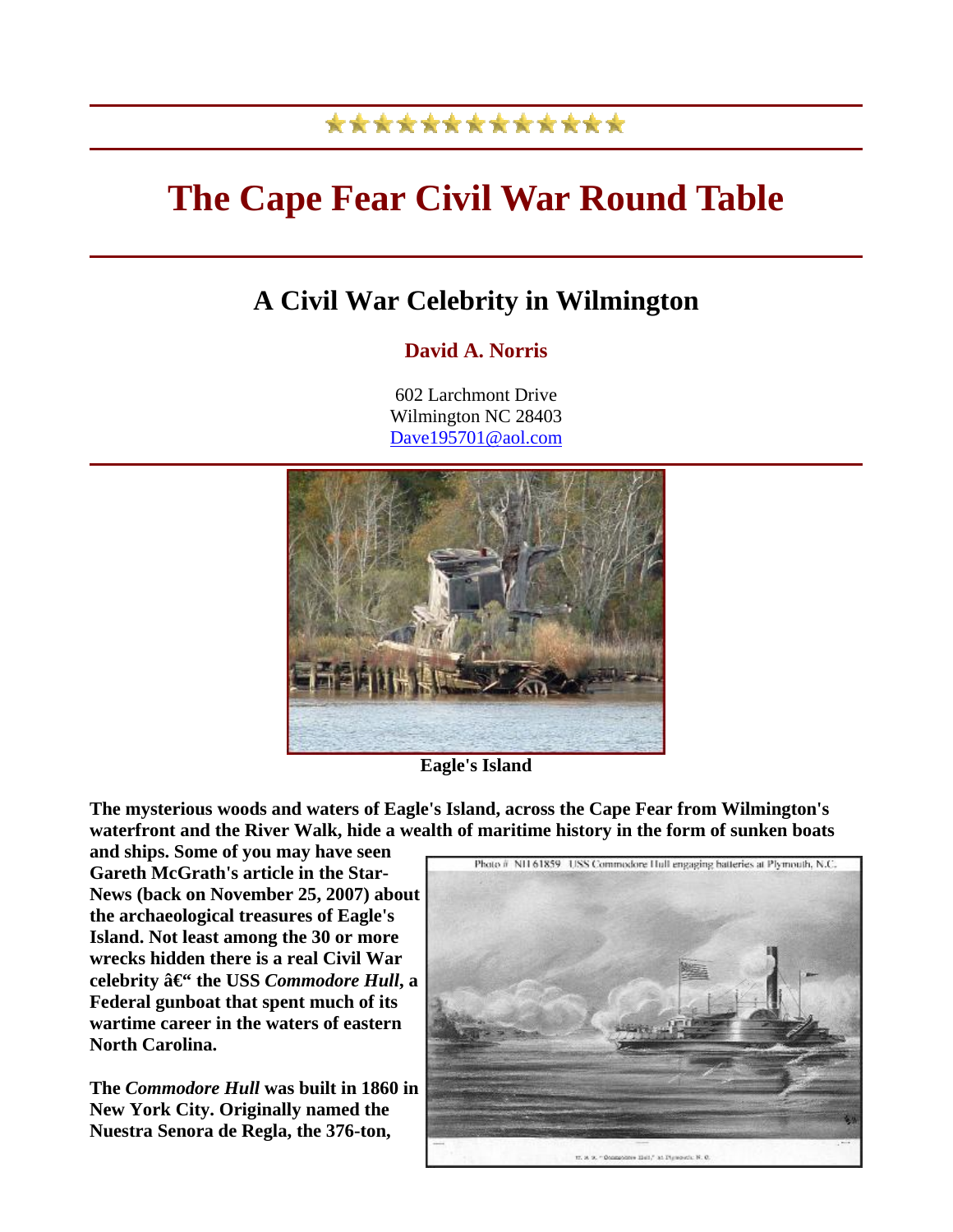# The Cape Fear Civil War Round Table

## A Civil War Celebrity in Wilmington

**David A. Norris**

602 Larchmont Drive
Wilmington NC 28403
Dave195701@aol.com

**Eagle's Island**

**The mysterious woods and waters of Eagle's Island, across the Cape Fear from Wilmington's waterfront and the River Walk, hide a wealth of maritime history in the form of sunken boats and ships. Some of you may have seen Gareth McGrath's article in the Star-News (back on November 25, 2007) about the archaeological treasures of Eagle's Island. Not least among the 30 or more wrecks hidden there is a real Civil War celebrity â€“ the USS *Commodore Hull*, a Federal gunboat that spent much of its wartime career in the waters of eastern North Carolina.**

Photo # NH 61859 USS Commodore Hull engaging batteries at Plymouth, N.C.

**The *Commodore Hull* was built in 1860 in New York City. Originally named the Nuestra Senora de Regla, the 376-ton,**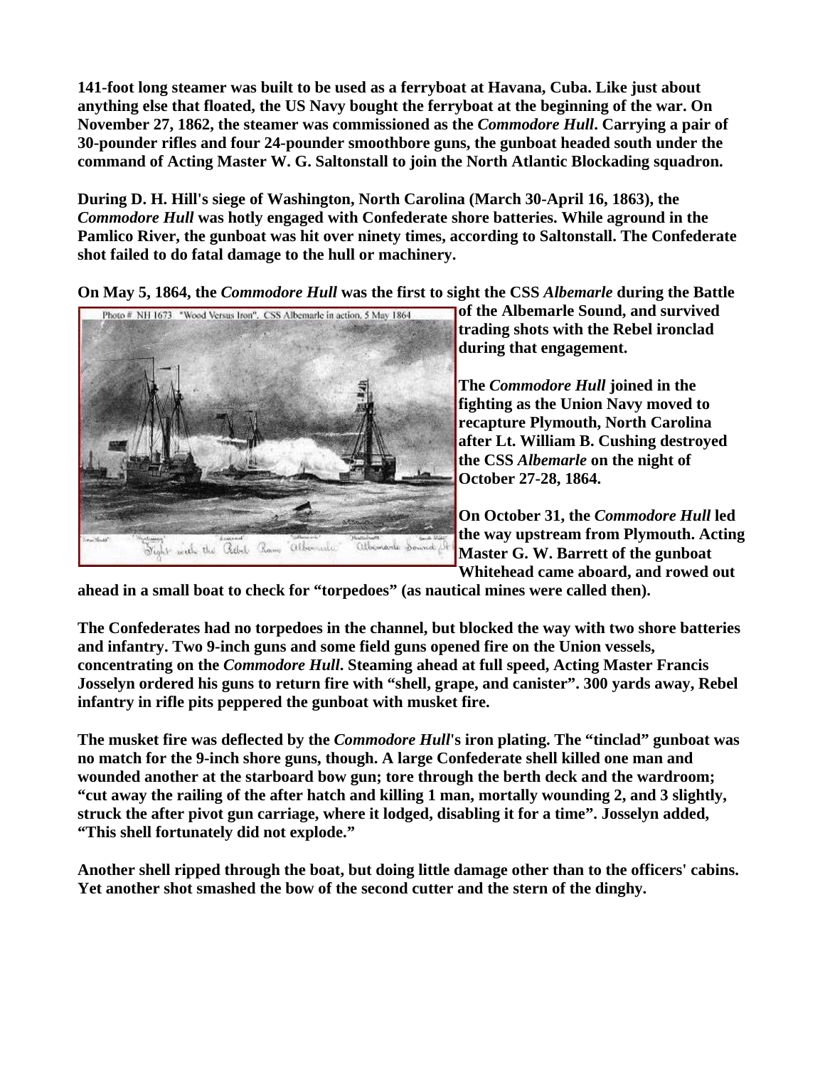**141-foot long steamer was built to be used as a ferryboat at Havana, Cuba. Like just about anything else that floated, the US Navy bought the ferryboat at the beginning of the war. On November 27, 1862, the steamer was commissioned as the *Commodore Hull*. Carrying a pair of 30-pounder rifles and four 24-pounder smoothbore guns, the gunboat headed south under the command of Acting Master W. G. Saltonstall to join the North Atlantic Blockading squadron.**

**During D. H. Hill's siege of Washington, North Carolina (March 30-April 16, 1863), the *Commodore Hull* was hotly engaged with Confederate shore batteries. While aground in the Pamlico River, the gunboat was hit over ninety times, according to Saltonstall. The Confederate shot failed to do fatal damage to the hull or machinery.**

**On May 5, 1864, the *Commodore Hull* was the first to sight the CSS *Albemarle* during the Battle of the Albemarle Sound, and survived trading shots with the Rebel ironclad during that engagement.**

**The *Commodore Hull* joined in the fighting as the Union Navy moved to recapture Plymouth, North Carolina after Lt. William B. Cushing destroyed the CSS *Albemarle* on the night of October 27-28, 1864.**

**On October 31, the *Commodore Hull* led the way upstream from Plymouth. Acting Master G. W. Barrett of the gunboat Whitehead came aboard, and rowed out ahead in a small boat to check for "torpedoes" (as nautical mines were called then).**

**The Confederates had no torpedoes in the channel, but blocked the way with two shore batteries and infantry. Two 9-inch guns and some field guns opened fire on the Union vessels, concentrating on the *Commodore Hull*. Steaming ahead at full speed, Acting Master Francis Josselyn ordered his guns to return fire with "shell, grape, and canister". 300 yards away, Rebel infantry in rifle pits peppered the gunboat with musket fire.**

**The musket fire was deflected by the *Commodore Hull*'s iron plating. The "tinclad" gunboat was no match for the 9-inch shore guns, though. A large Confederate shell killed one man and wounded another at the starboard bow gun; tore through the berth deck and the wardroom; "cut away the railing of the after hatch and killing 1 man, mortally wounding 2, and 3 slightly, struck the after pivot gun carriage, where it lodged, disabling it for a time". Josselyn added, "This shell fortunately did not explode."**

**Another shell ripped through the boat, but doing little damage other than to the officers' cabins. Yet another shot smashed the bow of the second cutter and the stern of the dinghy.**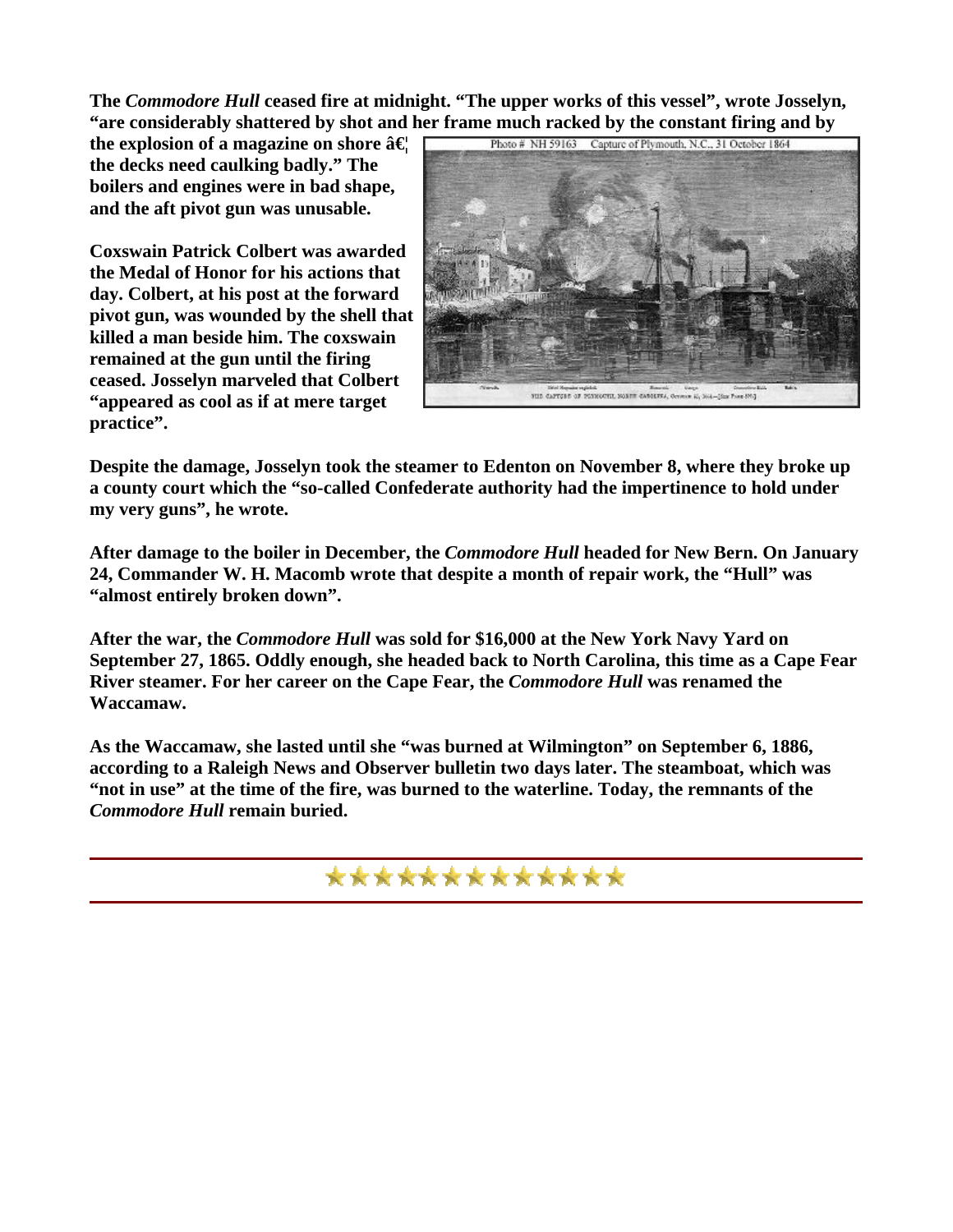**The *Commodore Hull* ceased fire at midnight. "The upper works of this vessel", wrote Josselyn, "are considerably shattered by shot and her frame much racked by the constant firing and by the explosion of a magazine on shore â€¦ the decks need caulking badly." The boilers and engines were in bad shape, and the aft pivot gun was unusable.**

**Coxswain Patrick Colbert was awarded the Medal of Honor for his actions that day. Colbert, at his post at the forward pivot gun, was wounded by the shell that killed a man beside him. The coxswain remained at the gun until the firing ceased. Josselyn marveled that Colbert "appeared as cool as if at mere target practice".**

Photo # NH 59163 Capture of Plymouth, N.C., 31 October 1864

**Despite the damage, Josselyn took the steamer to Edenton on November 8, where they broke up a county court which the "so-called Confederate authority had the impertinence to hold under my very guns", he wrote.**

**After damage to the boiler in December, the *Commodore Hull* headed for New Bern. On January 24, Commander W. H. Macomb wrote that despite a month of repair work, the "Hull" was "almost entirely broken down".**

**After the war, the *Commodore Hull* was sold for $16,000 at the New York Navy Yard on September 27, 1865. Oddly enough, she headed back to North Carolina, this time as a Cape Fear River steamer. For her career on the Cape Fear, the *Commodore Hull* was renamed the Waccamaw.**

**As the Waccamaw, she lasted until she "was burned at Wilmington" on September 6, 1886, according to a Raleigh News and Observer bulletin two days later. The steamboat, which was "not in use" at the time of the fire, was burned to the waterline. Today, the remnants of the *Commodore Hull* remain buried.**

---

★★★★★★★★★★★★★

---